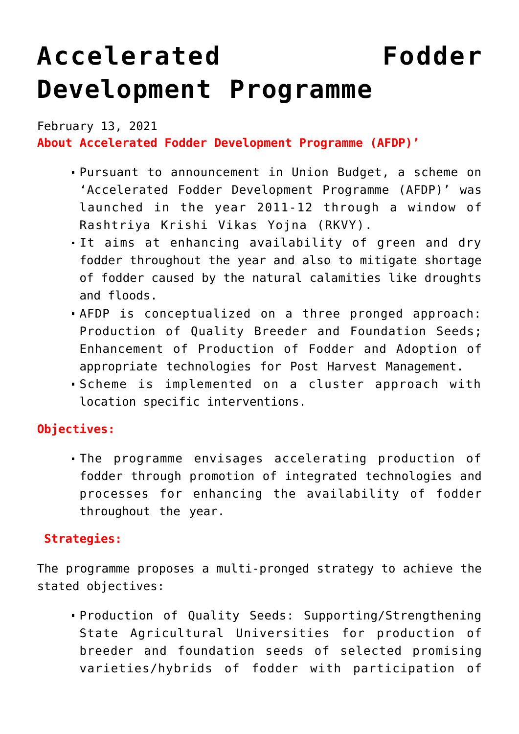# Accelerated Fodder Development Programme

February 13, 2021

**About Accelerated Fodder Development Programme (AFDP)'**

- Pursuant to announcement in Union Budget, a scheme on 'Accelerated Fodder Development Programme (AFDP)' was launched in the year 2011-12 through a window of Rashtriya Krishi Vikas Yojna (RKVY).
- It aims at enhancing availability of green and dry fodder throughout the year and also to mitigate shortage of fodder caused by the natural calamities like droughts and floods.
- AFDP is conceptualized on a three pronged approach: Production of Quality Breeder and Foundation Seeds; Enhancement of Production of Fodder and Adoption of appropriate technologies for Post Harvest Management.
- Scheme is implemented on a cluster approach with location specific interventions.

**Objectives:**

- The programme envisages accelerating production of fodder through promotion of integrated technologies and processes for enhancing the availability of fodder throughout the year.

**Strategies:**

The programme proposes a multi-pronged strategy to achieve the stated objectives:

- Production of Quality Seeds: Supporting/Strengthening State Agricultural Universities for production of breeder and foundation seeds of selected promising varieties/hybrids of fodder with participation of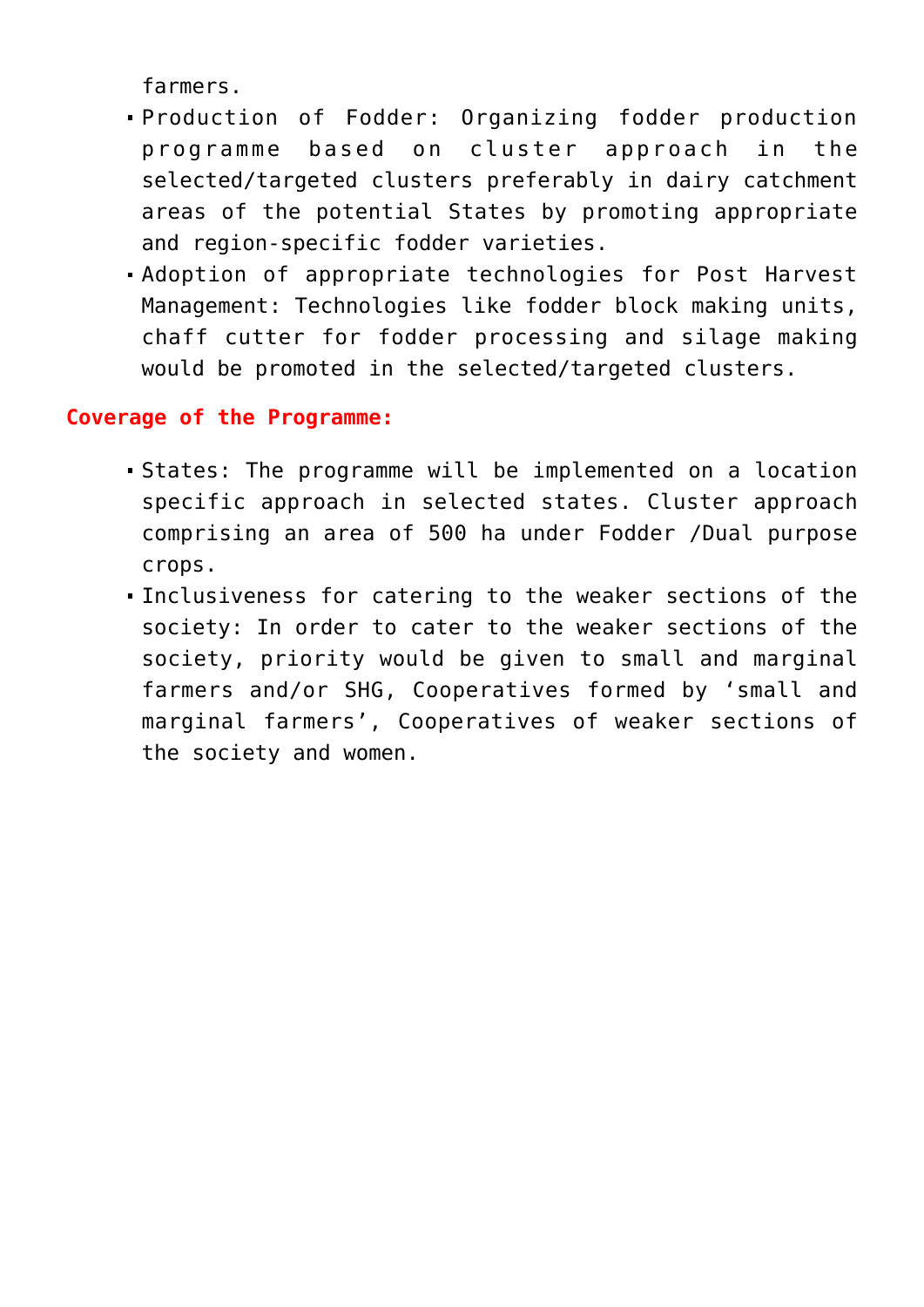farmers.

- Production of Fodder: Organizing fodder production programme based on cluster approach in the selected/targeted clusters preferably in dairy catchment areas of the potential States by promoting appropriate and region-specific fodder varieties.
- Adoption of appropriate technologies for Post Harvest Management: Technologies like fodder block making units, chaff cutter for fodder processing and silage making would be promoted in the selected/targeted clusters.

**Coverage of the Programme:**

- States: The programme will be implemented on a location specific approach in selected states. Cluster approach comprising an area of 500 ha under Fodder /Dual purpose crops.
- Inclusiveness for catering to the weaker sections of the society: In order to cater to the weaker sections of the society, priority would be given to small and marginal farmers and/or SHG, Cooperatives formed by 'small and marginal farmers', Cooperatives of weaker sections of the society and women.